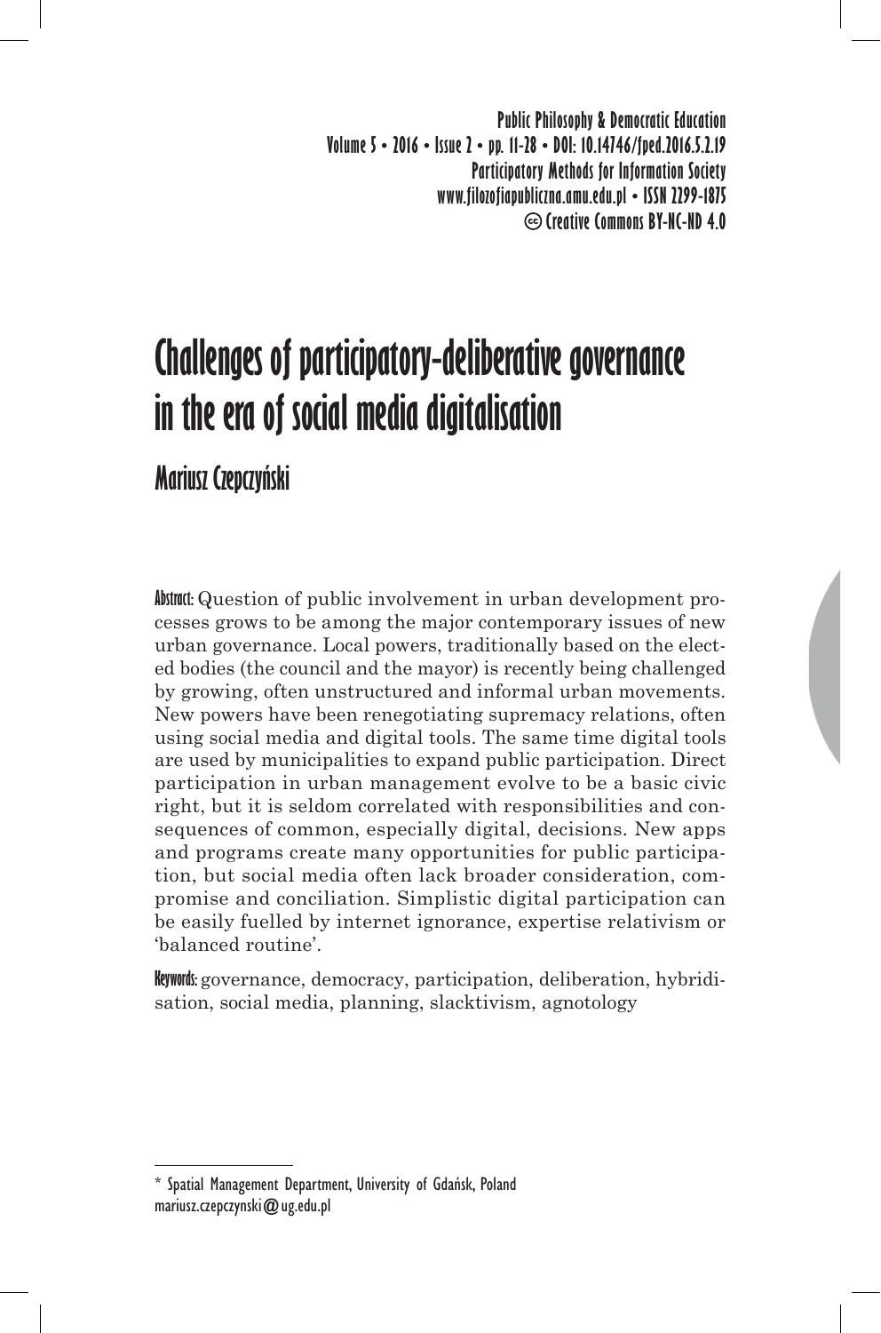# Challenges of participatory-deliberative governance in the era of social media digitalisation

## Mariusz Czepczyński

**Abstract:** Question of public involvement in urban development processes grows to be among the major contemporary issues of new urban governance. Local powers, traditionally based on the elected bodies (the council and the mayor) is recently being challenged by growing, often unstructured and informal urban movements. New powers have been renegotiating supremacy relations, often using social media and digital tools. The same time digital tools are used by municipalities to expand public participation. Direct participation in urban management evolve to be a basic civic right, but it is seldom correlated with responsibilities and consequences of common, especially digital, decisions. New apps and programs create many opportunities for public participation, but social media often lack broader consideration, compromise and conciliation. Simplistic digital participation can be easily fuelled by internet ignorance, expertise relativism or 'balanced routine'.

**Keywords:** governance, democracy, participation, deliberation, hybridisation, social media, planning, slacktivism, agnotology

---

\* Spatial Management Department, University of Gdańsk, Poland
mariusz.czepczynski@ug.edu.pl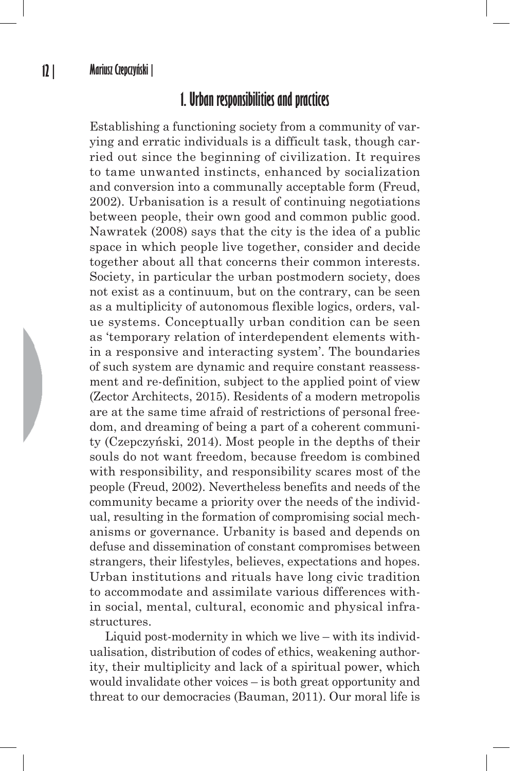## 1. Urban responsibilities and practices

Establishing a functioning society from a community of varying and erratic individuals is a difficult task, though carried out since the beginning of civilization. It requires to tame unwanted instincts, enhanced by socialization and conversion into a communally acceptable form (Freud, 2002). Urbanisation is a result of continuing negotiations between people, their own good and common public good. Nawratek (2008) says that the city is the idea of a public space in which people live together, consider and decide together about all that concerns their common interests. Society, in particular the urban postmodern society, does not exist as a continuum, but on the contrary, can be seen as a multiplicity of autonomous flexible logics, orders, value systems. Conceptually urban condition can be seen as 'temporary relation of interdependent elements within a responsive and interacting system'. The boundaries of such system are dynamic and require constant reassessment and re-definition, subject to the applied point of view (Zector Architects, 2015). Residents of a modern metropolis are at the same time afraid of restrictions of personal freedom, and dreaming of being a part of a coherent community (Czepczyński, 2014). Most people in the depths of their souls do not want freedom, because freedom is combined with responsibility, and responsibility scares most of the people (Freud, 2002). Nevertheless benefits and needs of the community became a priority over the needs of the individual, resulting in the formation of compromising social mechanisms or governance. Urbanity is based and depends on defuse and dissemination of constant compromises between strangers, their lifestyles, believes, expectations and hopes. Urban institutions and rituals have long civic tradition to accommodate and assimilate various differences within social, mental, cultural, economic and physical infrastructures.

Liquid post-modernity in which we live – with its individualisation, distribution of codes of ethics, weakening authority, their multiplicity and lack of a spiritual power, which would invalidate other voices – is both great opportunity and threat to our democracies (Bauman, 2011). Our moral life is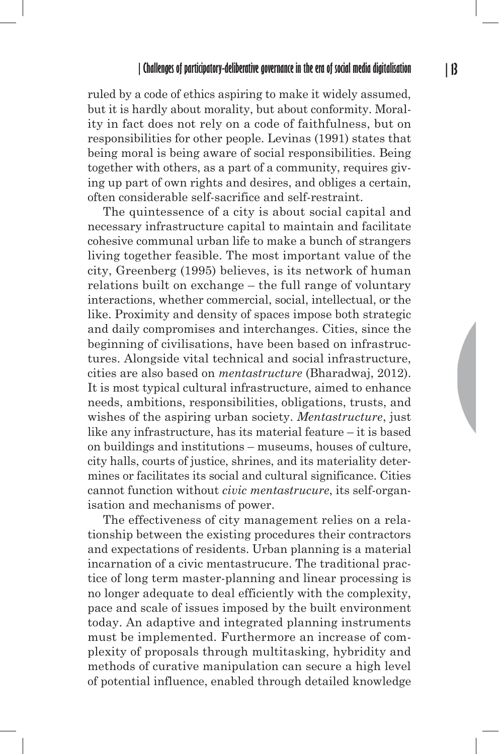ruled by a code of ethics aspiring to make it widely assumed, but it is hardly about morality, but about conformity. Morality in fact does not rely on a code of faithfulness, but on responsibilities for other people. Levinas (1991) states that being moral is being aware of social responsibilities. Being together with others, as a part of a community, requires giving up part of own rights and desires, and obliges a certain, often considerable self-sacrifice and self-restraint.

The quintessence of a city is about social capital and necessary infrastructure capital to maintain and facilitate cohesive communal urban life to make a bunch of strangers living together feasible. The most important value of the city, Greenberg (1995) believes, is its network of human relations built on exchange – the full range of voluntary interactions, whether commercial, social, intellectual, or the like. Proximity and density of spaces impose both strategic and daily compromises and interchanges. Cities, since the beginning of civilisations, have been based on infrastructures. Alongside vital technical and social infrastructure, cities are also based on *mentastructure* (Bharadwaj, 2012). It is most typical cultural infrastructure, aimed to enhance needs, ambitions, responsibilities, obligations, trusts, and wishes of the aspiring urban society. *Mentastructure*, just like any infrastructure, has its material feature – it is based on buildings and institutions – museums, houses of culture, city halls, courts of justice, shrines, and its materiality determines or facilitates its social and cultural significance. Cities cannot function without *civic mentastrucure*, its self-organisation and mechanisms of power.

The effectiveness of city management relies on a relationship between the existing procedures their contractors and expectations of residents. Urban planning is a material incarnation of a civic mentastrucure. The traditional practice of long term master-planning and linear processing is no longer adequate to deal efficiently with the complexity, pace and scale of issues imposed by the built environment today. An adaptive and integrated planning instruments must be implemented. Furthermore an increase of complexity of proposals through multitasking, hybridity and methods of curative manipulation can secure a high level of potential influence, enabled through detailed knowledge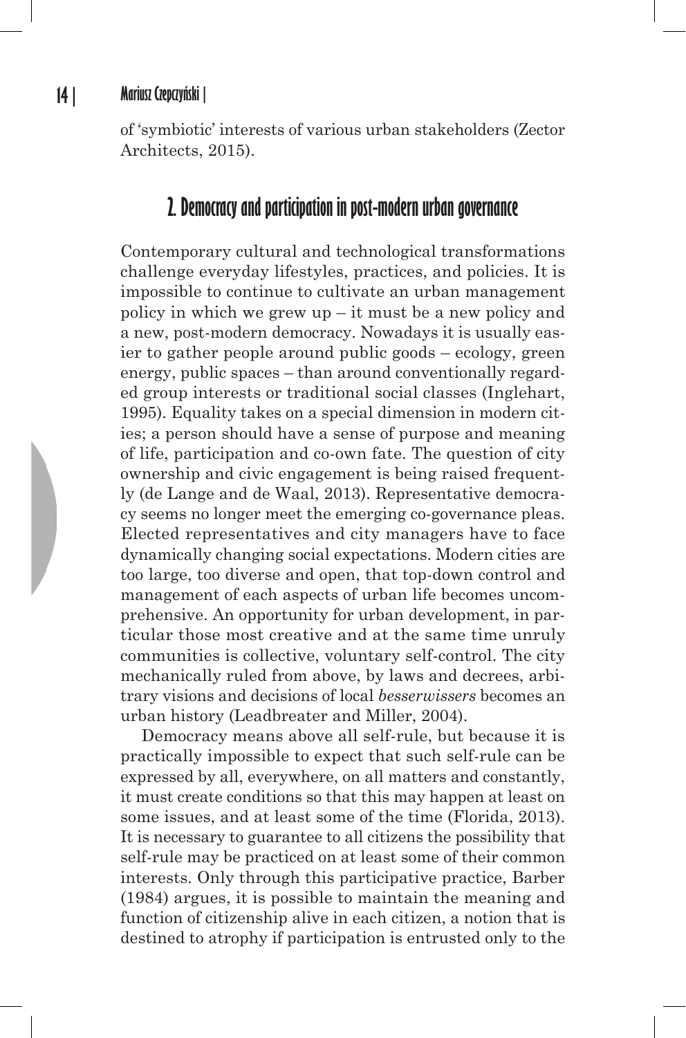of 'symbiotic' interests of various urban stakeholders (Zector Architects, 2015).

## 2. Democracy and participation in post-modern urban governance

Contemporary cultural and technological transformations challenge everyday lifestyles, practices, and policies. It is impossible to continue to cultivate an urban management policy in which we grew up – it must be a new policy and a new, post-modern democracy. Nowadays it is usually easier to gather people around public goods – ecology, green energy, public spaces – than around conventionally regarded group interests or traditional social classes (Inglehart, 1995). Equality takes on a special dimension in modern cities; a person should have a sense of purpose and meaning of life, participation and co-own fate. The question of city ownership and civic engagement is being raised frequently (de Lange and de Waal, 2013). Representative democracy seems no longer meet the emerging co-governance pleas. Elected representatives and city managers have to face dynamically changing social expectations. Modern cities are too large, too diverse and open, that top-down control and management of each aspects of urban life becomes uncomprehensive. An opportunity for urban development, in particular those most creative and at the same time unruly communities is collective, voluntary self-control. The city mechanically ruled from above, by laws and decrees, arbitrary visions and decisions of local *besserwissers* becomes an urban history (Leadbreater and Miller, 2004).

Democracy means above all self-rule, but because it is practically impossible to expect that such self-rule can be expressed by all, everywhere, on all matters and constantly, it must create conditions so that this may happen at least on some issues, and at least some of the time (Florida, 2013). It is necessary to guarantee to all citizens the possibility that self-rule may be practiced on at least some of their common interests. Only through this participative practice, Barber (1984) argues, it is possible to maintain the meaning and function of citizenship alive in each citizen, a notion that is destined to atrophy if participation is entrusted only to the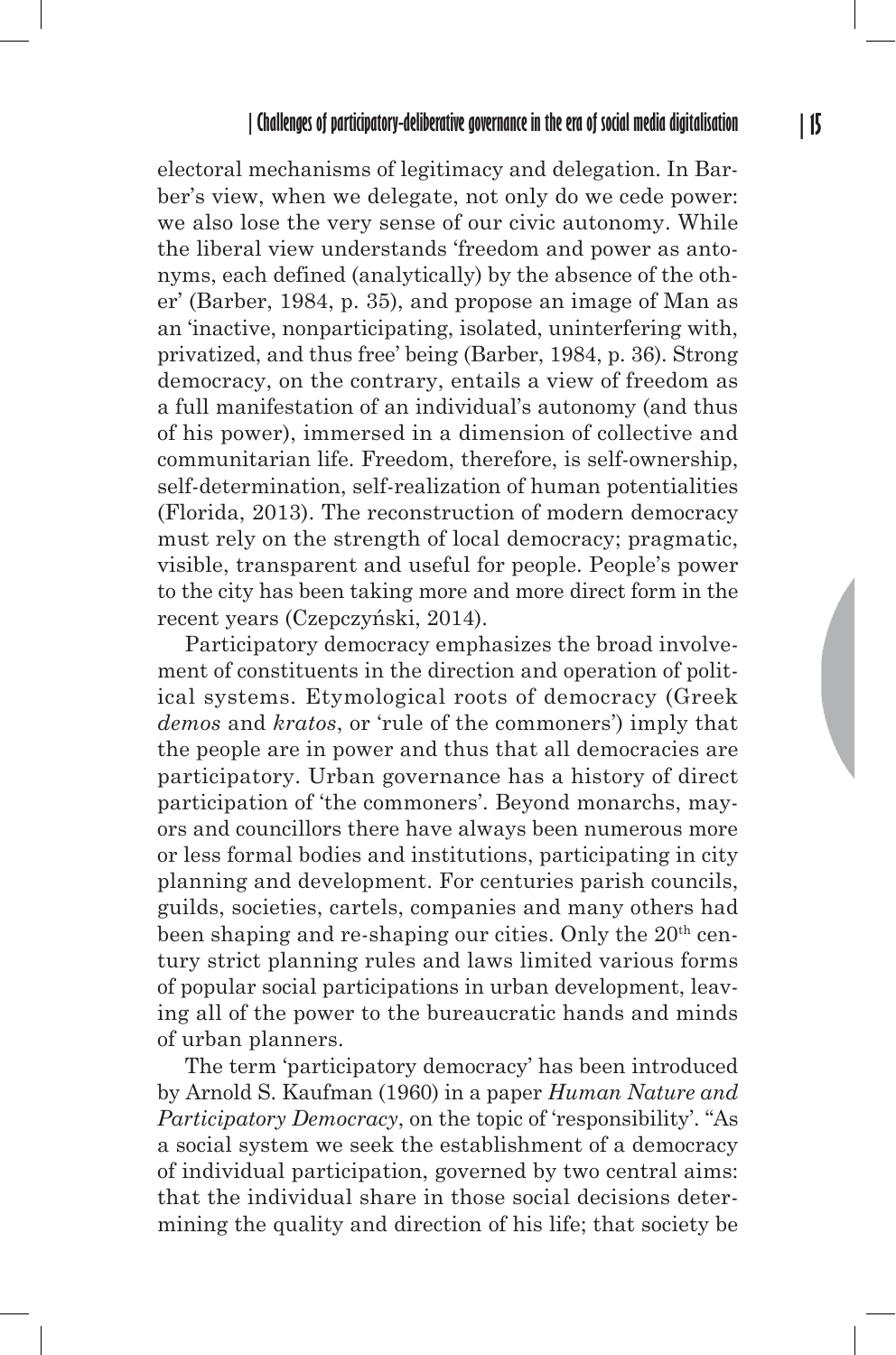electoral mechanisms of legitimacy and delegation. In Barber's view, when we delegate, not only do we cede power: we also lose the very sense of our civic autonomy. While the liberal view understands 'freedom and power as antonyms, each defined (analytically) by the absence of the other' (Barber, 1984, p. 35), and propose an image of Man as an 'inactive, nonparticipating, isolated, uninterfering with, privatized, and thus free' being (Barber, 1984, p. 36). Strong democracy, on the contrary, entails a view of freedom as a full manifestation of an individual's autonomy (and thus of his power), immersed in a dimension of collective and communitarian life. Freedom, therefore, is self-ownership, self-determination, self-realization of human potentialities (Florida, 2013). The reconstruction of modern democracy must rely on the strength of local democracy; pragmatic, visible, transparent and useful for people. People's power to the city has been taking more and more direct form in the recent years (Czepczyński, 2014).

Participatory democracy emphasizes the broad involvement of constituents in the direction and operation of political systems. Etymological roots of democracy (Greek *demos* and *kratos*, or 'rule of the commoners') imply that the people are in power and thus that all democracies are participatory. Urban governance has a history of direct participation of 'the commoners'. Beyond monarchs, mayors and councillors there have always been numerous more or less formal bodies and institutions, participating in city planning and development. For centuries parish councils, guilds, societies, cartels, companies and many others had been shaping and re-shaping our cities. Only the 20th century strict planning rules and laws limited various forms of popular social participations in urban development, leaving all of the power to the bureaucratic hands and minds of urban planners.

The term 'participatory democracy' has been introduced by Arnold S. Kaufman (1960) in a paper *Human Nature and Participatory Democracy*, on the topic of 'responsibility'. "As a social system we seek the establishment of a democracy of individual participation, governed by two central aims: that the individual share in those social decisions determining the quality and direction of his life; that society be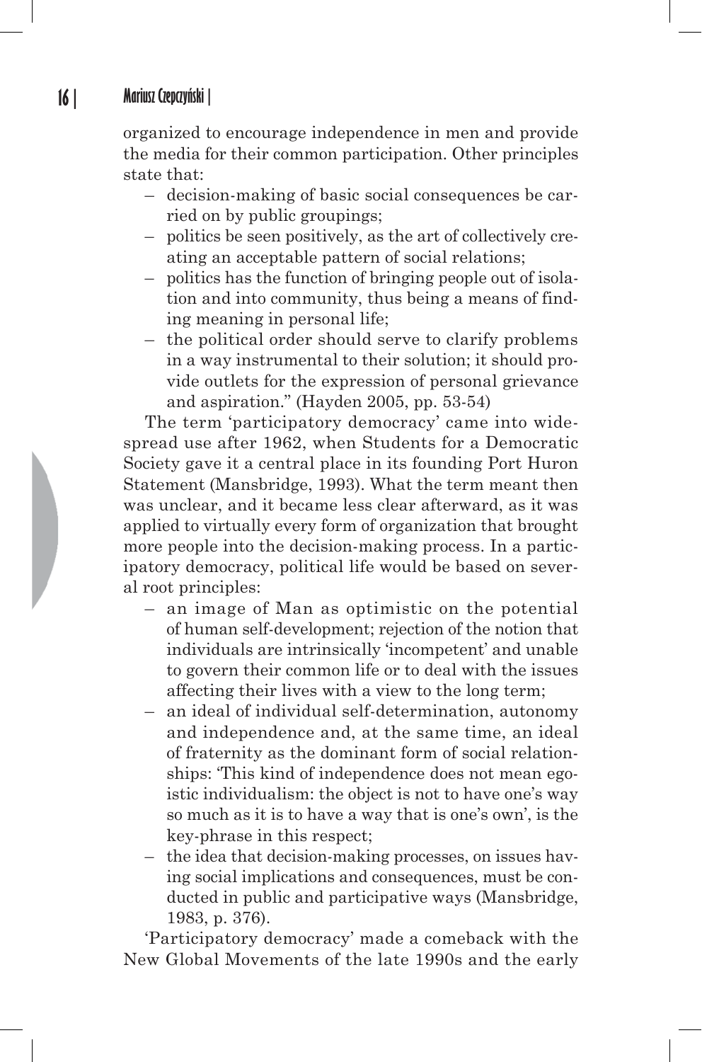organized to encourage independence in men and provide the media for their common participation. Other principles state that:

- decision-making of basic social consequences be carried on by public groupings;
- politics be seen positively, as the art of collectively creating an acceptable pattern of social relations;
- politics has the function of bringing people out of isolation and into community, thus being a means of finding meaning in personal life;
- the political order should serve to clarify problems in a way instrumental to their solution; it should provide outlets for the expression of personal grievance and aspiration." (Hayden 2005, pp. 53-54)

The term 'participatory democracy' came into widespread use after 1962, when Students for a Democratic Society gave it a central place in its founding Port Huron Statement (Mansbridge, 1993). What the term meant then was unclear, and it became less clear afterward, as it was applied to virtually every form of organization that brought more people into the decision-making process. In a participatory democracy, political life would be based on several root principles:

- an image of Man as optimistic on the potential of human self-development; rejection of the notion that individuals are intrinsically 'incompetent' and unable to govern their common life or to deal with the issues affecting their lives with a view to the long term;
- an ideal of individual self-determination, autonomy and independence and, at the same time, an ideal of fraternity as the dominant form of social relationships: 'This kind of independence does not mean egoistic individualism: the object is not to have one's way so much as it is to have a way that is one's own', is the key-phrase in this respect;
- the idea that decision-making processes, on issues having social implications and consequences, must be conducted in public and participative ways (Mansbridge, 1983, p. 376).

'Participatory democracy' made a comeback with the New Global Movements of the late 1990s and the early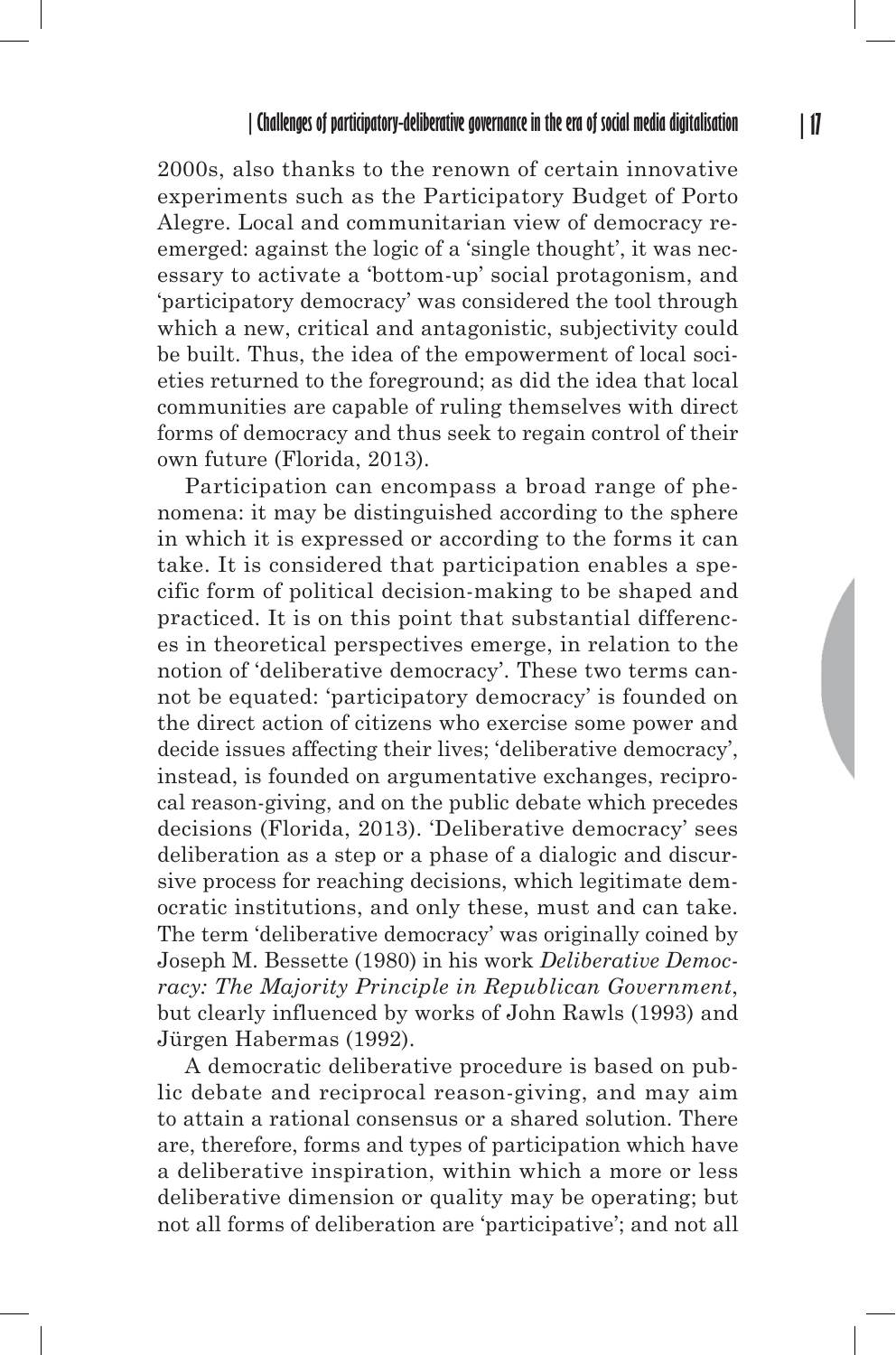2000s, also thanks to the renown of certain innovative experiments such as the Participatory Budget of Porto Alegre. Local and communitarian view of democracy reemerged: against the logic of a 'single thought', it was necessary to activate a 'bottom-up' social protagonism, and 'participatory democracy' was considered the tool through which a new, critical and antagonistic, subjectivity could be built. Thus, the idea of the empowerment of local societies returned to the foreground; as did the idea that local communities are capable of ruling themselves with direct forms of democracy and thus seek to regain control of their own future (Florida, 2013).

Participation can encompass a broad range of phenomena: it may be distinguished according to the sphere in which it is expressed or according to the forms it can take. It is considered that participation enables a specific form of political decision-making to be shaped and practiced. It is on this point that substantial differences in theoretical perspectives emerge, in relation to the notion of 'deliberative democracy'. These two terms cannot be equated: 'participatory democracy' is founded on the direct action of citizens who exercise some power and decide issues affecting their lives; 'deliberative democracy', instead, is founded on argumentative exchanges, reciprocal reason-giving, and on the public debate which precedes decisions (Florida, 2013). 'Deliberative democracy' sees deliberation as a step or a phase of a dialogic and discursive process for reaching decisions, which legitimate democratic institutions, and only these, must and can take. The term 'deliberative democracy' was originally coined by Joseph M. Bessette (1980) in his work *Deliberative Democracy: The Majority Principle in Republican Government*, but clearly influenced by works of John Rawls (1993) and Jürgen Habermas (1992).

A democratic deliberative procedure is based on public debate and reciprocal reason-giving, and may aim to attain a rational consensus or a shared solution. There are, therefore, forms and types of participation which have a deliberative inspiration, within which a more or less deliberative dimension or quality may be operating; but not all forms of deliberation are 'participative'; and not all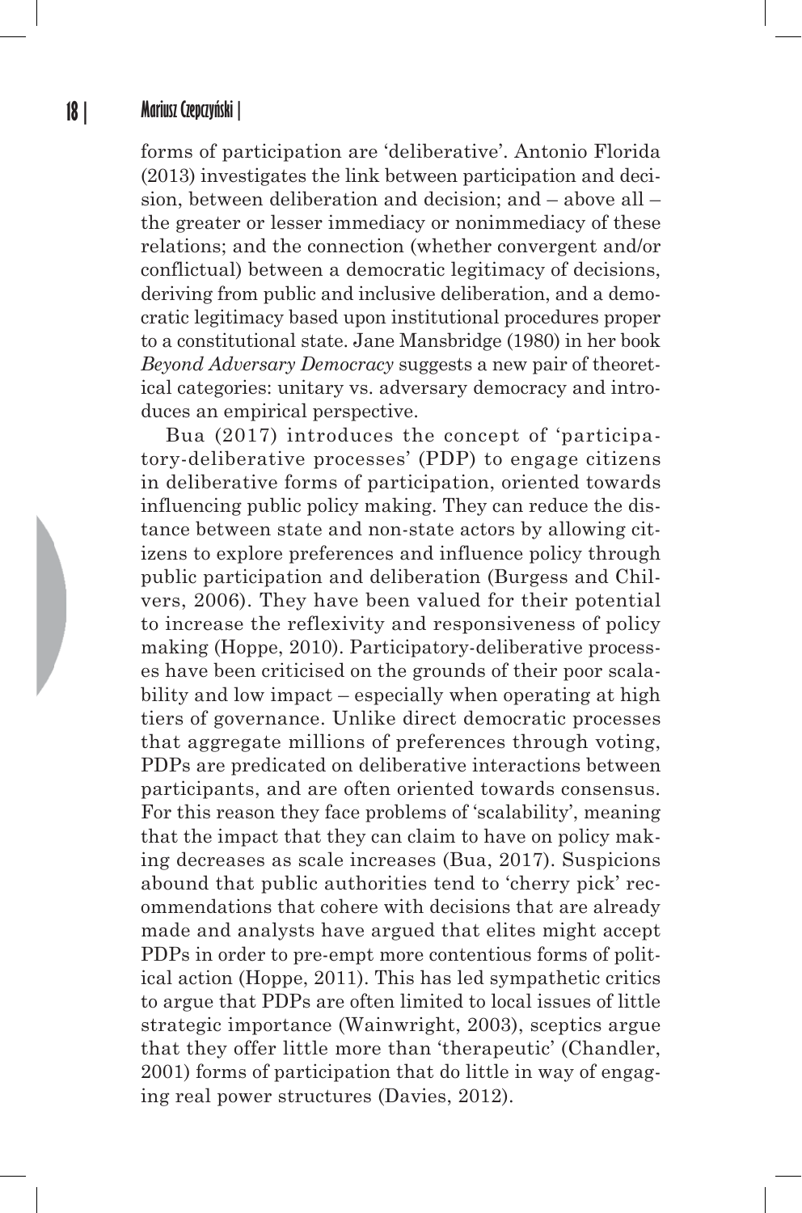forms of participation are 'deliberative'. Antonio Florida (2013) investigates the link between participation and decision, between deliberation and decision; and – above all – the greater or lesser immediacy or nonimmediacy of these relations; and the connection (whether convergent and/or conflictual) between a democratic legitimacy of decisions, deriving from public and inclusive deliberation, and a democratic legitimacy based upon institutional procedures proper to a constitutional state. Jane Mansbridge (1980) in her book *Beyond Adversary Democracy* suggests a new pair of theoretical categories: unitary vs. adversary democracy and introduces an empirical perspective.

Bua (2017) introduces the concept of 'participatory-deliberative processes' (PDP) to engage citizens in deliberative forms of participation, oriented towards influencing public policy making. They can reduce the distance between state and non-state actors by allowing citizens to explore preferences and influence policy through public participation and deliberation (Burgess and Chilvers, 2006). They have been valued for their potential to increase the reflexivity and responsiveness of policy making (Hoppe, 2010). Participatory-deliberative processes have been criticised on the grounds of their poor scalability and low impact – especially when operating at high tiers of governance. Unlike direct democratic processes that aggregate millions of preferences through voting, PDPs are predicated on deliberative interactions between participants, and are often oriented towards consensus. For this reason they face problems of 'scalability', meaning that the impact that they can claim to have on policy making decreases as scale increases (Bua, 2017). Suspicions abound that public authorities tend to 'cherry pick' recommendations that cohere with decisions that are already made and analysts have argued that elites might accept PDPs in order to pre-empt more contentious forms of political action (Hoppe, 2011). This has led sympathetic critics to argue that PDPs are often limited to local issues of little strategic importance (Wainwright, 2003), sceptics argue that they offer little more than 'therapeutic' (Chandler, 2001) forms of participation that do little in way of engaging real power structures (Davies, 2012).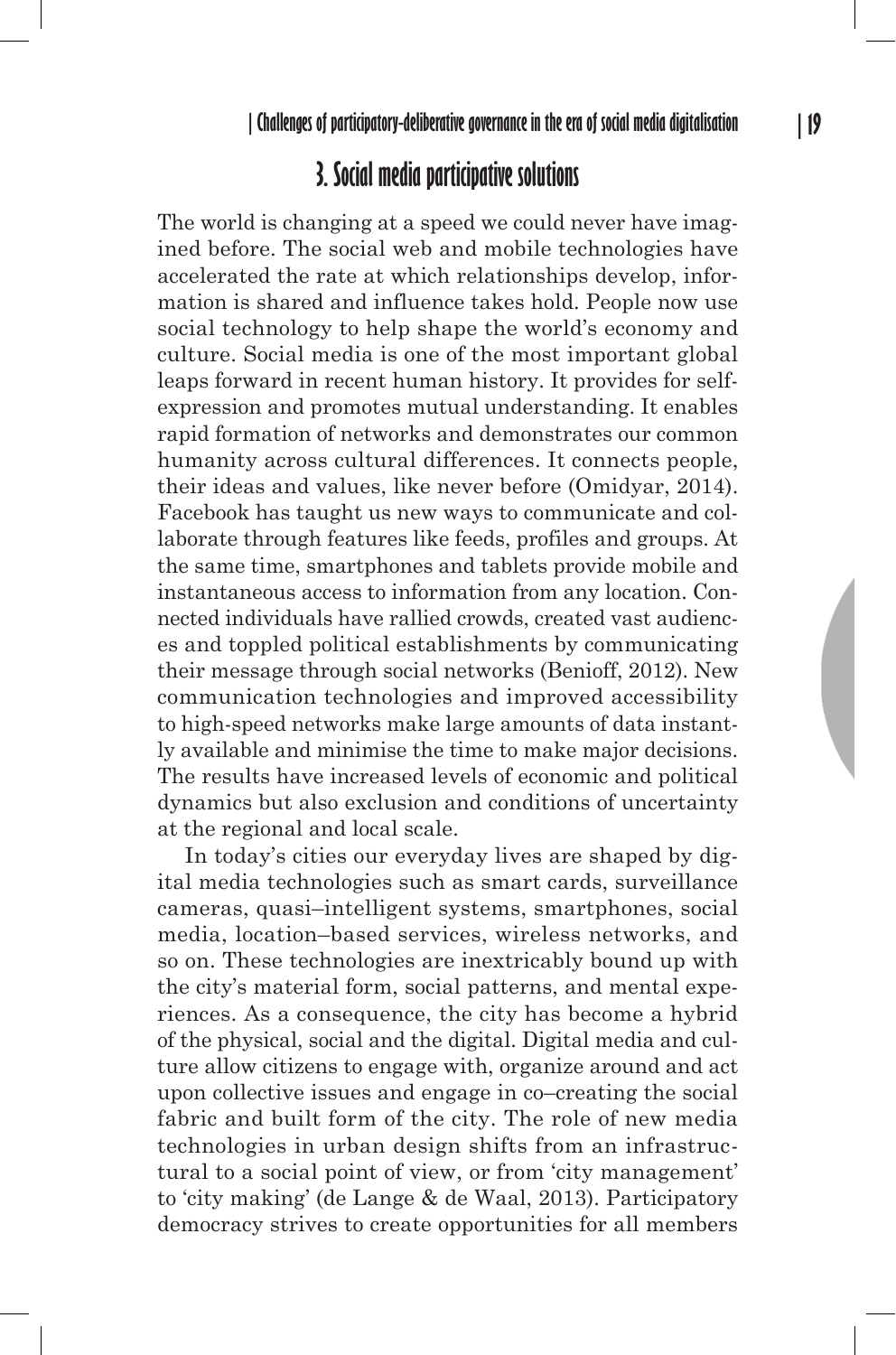## 3. Social media participative solutions

The world is changing at a speed we could never have imagined before. The social web and mobile technologies have accelerated the rate at which relationships develop, information is shared and influence takes hold. People now use social technology to help shape the world's economy and culture. Social media is one of the most important global leaps forward in recent human history. It provides for self-expression and promotes mutual understanding. It enables rapid formation of networks and demonstrates our common humanity across cultural differences. It connects people, their ideas and values, like never before (Omidyar, 2014). Facebook has taught us new ways to communicate and collaborate through features like feeds, profiles and groups. At the same time, smartphones and tablets provide mobile and instantaneous access to information from any location. Connected individuals have rallied crowds, created vast audiences and toppled political establishments by communicating their message through social networks (Benioff, 2012). New communication technologies and improved accessibility to high-speed networks make large amounts of data instantly available and minimise the time to make major decisions. The results have increased levels of economic and political dynamics but also exclusion and conditions of uncertainty at the regional and local scale.

In today's cities our everyday lives are shaped by digital media technologies such as smart cards, surveillance cameras, quasi–intelligent systems, smartphones, social media, location–based services, wireless networks, and so on. These technologies are inextricably bound up with the city's material form, social patterns, and mental experiences. As a consequence, the city has become a hybrid of the physical, social and the digital. Digital media and culture allow citizens to engage with, organize around and act upon collective issues and engage in co–creating the social fabric and built form of the city. The role of new media technologies in urban design shifts from an infrastructural to a social point of view, or from 'city management' to 'city making' (de Lange & de Waal, 2013). Participatory democracy strives to create opportunities for all members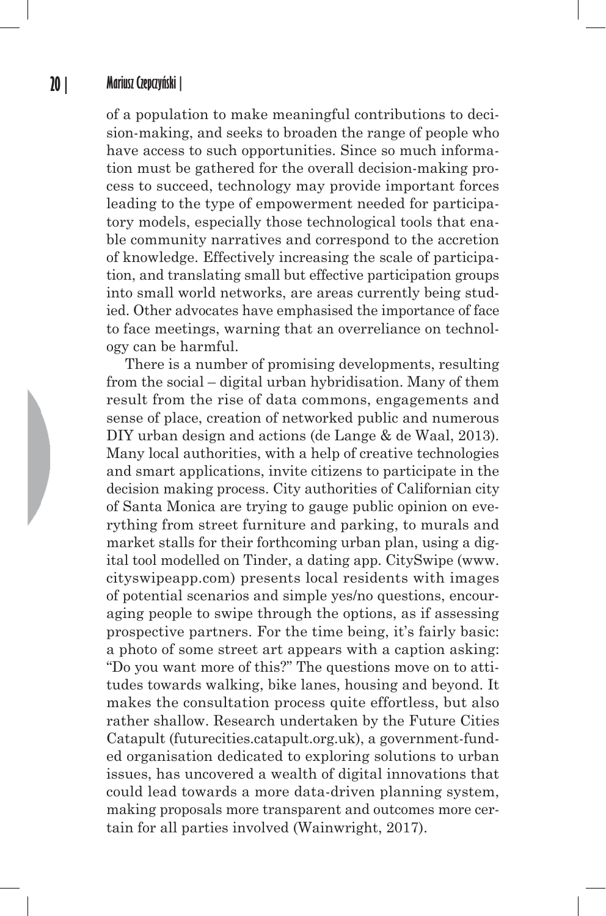of a population to make meaningful contributions to decision-making, and seeks to broaden the range of people who have access to such opportunities. Since so much information must be gathered for the overall decision-making process to succeed, technology may provide important forces leading to the type of empowerment needed for participatory models, especially those technological tools that enable community narratives and correspond to the accretion of knowledge. Effectively increasing the scale of participation, and translating small but effective participation groups into small world networks, are areas currently being studied. Other advocates have emphasised the importance of face to face meetings, warning that an overreliance on technology can be harmful.

There is a number of promising developments, resulting from the social – digital urban hybridisation. Many of them result from the rise of data commons, engagements and sense of place, creation of networked public and numerous DIY urban design and actions (de Lange & de Waal, 2013). Many local authorities, with a help of creative technologies and smart applications, invite citizens to participate in the decision making process. City authorities of Californian city of Santa Monica are trying to gauge public opinion on everything from street furniture and parking, to murals and market stalls for their forthcoming urban plan, using a digital tool modelled on Tinder, a dating app. CitySwipe (www.cityswipeapp.com) presents local residents with images of potential scenarios and simple yes/no questions, encouraging people to swipe through the options, as if assessing prospective partners. For the time being, it's fairly basic: a photo of some street art appears with a caption asking: "Do you want more of this?" The questions move on to attitudes towards walking, bike lanes, housing and beyond. It makes the consultation process quite effortless, but also rather shallow. Research undertaken by the Future Cities Catapult (futurecities.catapult.org.uk), a government-funded organisation dedicated to exploring solutions to urban issues, has uncovered a wealth of digital innovations that could lead towards a more data-driven planning system, making proposals more transparent and outcomes more certain for all parties involved (Wainwright, 2017).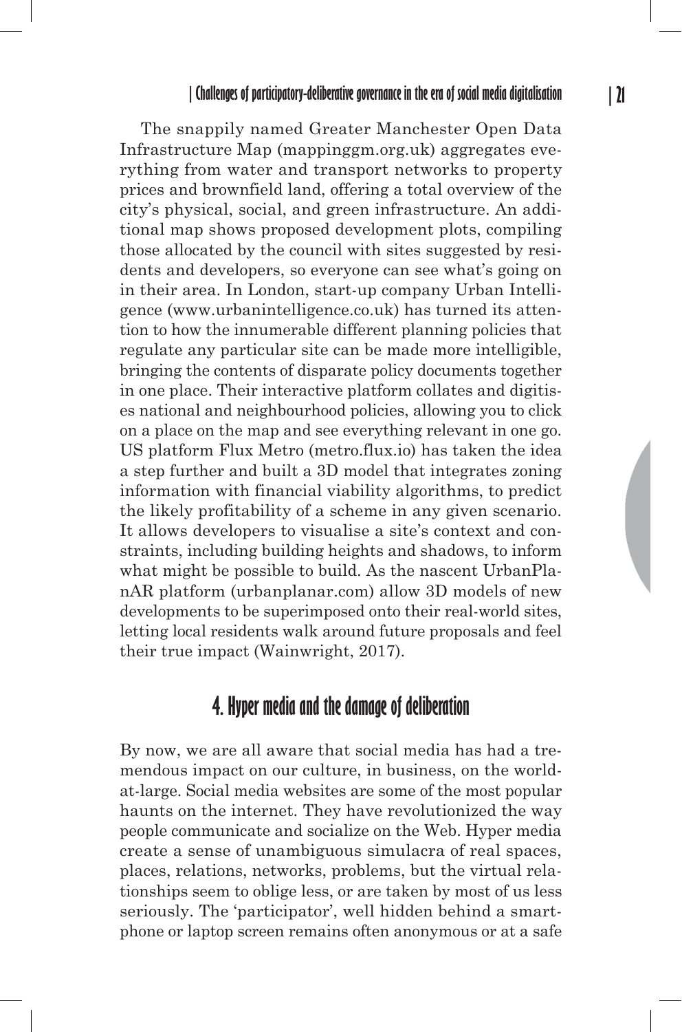The snappily named Greater Manchester Open Data Infrastructure Map (mappinggm.org.uk) aggregates everything from water and transport networks to property prices and brownfield land, offering a total overview of the city's physical, social, and green infrastructure. An additional map shows proposed development plots, compiling those allocated by the council with sites suggested by residents and developers, so everyone can see what's going on in their area. In London, start-up company Urban Intelligence (www.urbanintelligence.co.uk) has turned its attention to how the innumerable different planning policies that regulate any particular site can be made more intelligible, bringing the contents of disparate policy documents together in one place. Their interactive platform collates and digitises national and neighbourhood policies, allowing you to click on a place on the map and see everything relevant in one go. US platform Flux Metro (metro.flux.io) has taken the idea a step further and built a 3D model that integrates zoning information with financial viability algorithms, to predict the likely profitability of a scheme in any given scenario. It allows developers to visualise a site's context and constraints, including building heights and shadows, to inform what might be possible to build. As the nascent UrbanPlanAR platform (urbanplanar.com) allow 3D models of new developments to be superimposed onto their real-world sites, letting local residents walk around future proposals and feel their true impact (Wainwright, 2017).

## 4. Hyper media and the damage of deliberation

By now, we are all aware that social media has had a tremendous impact on our culture, in business, on the world-at-large. Social media websites are some of the most popular haunts on the internet. They have revolutionized the way people communicate and socialize on the Web. Hyper media create a sense of unambiguous simulacra of real spaces, places, relations, networks, problems, but the virtual relationships seem to oblige less, or are taken by most of us less seriously. The 'participator', well hidden behind a smartphone or laptop screen remains often anonymous or at a safe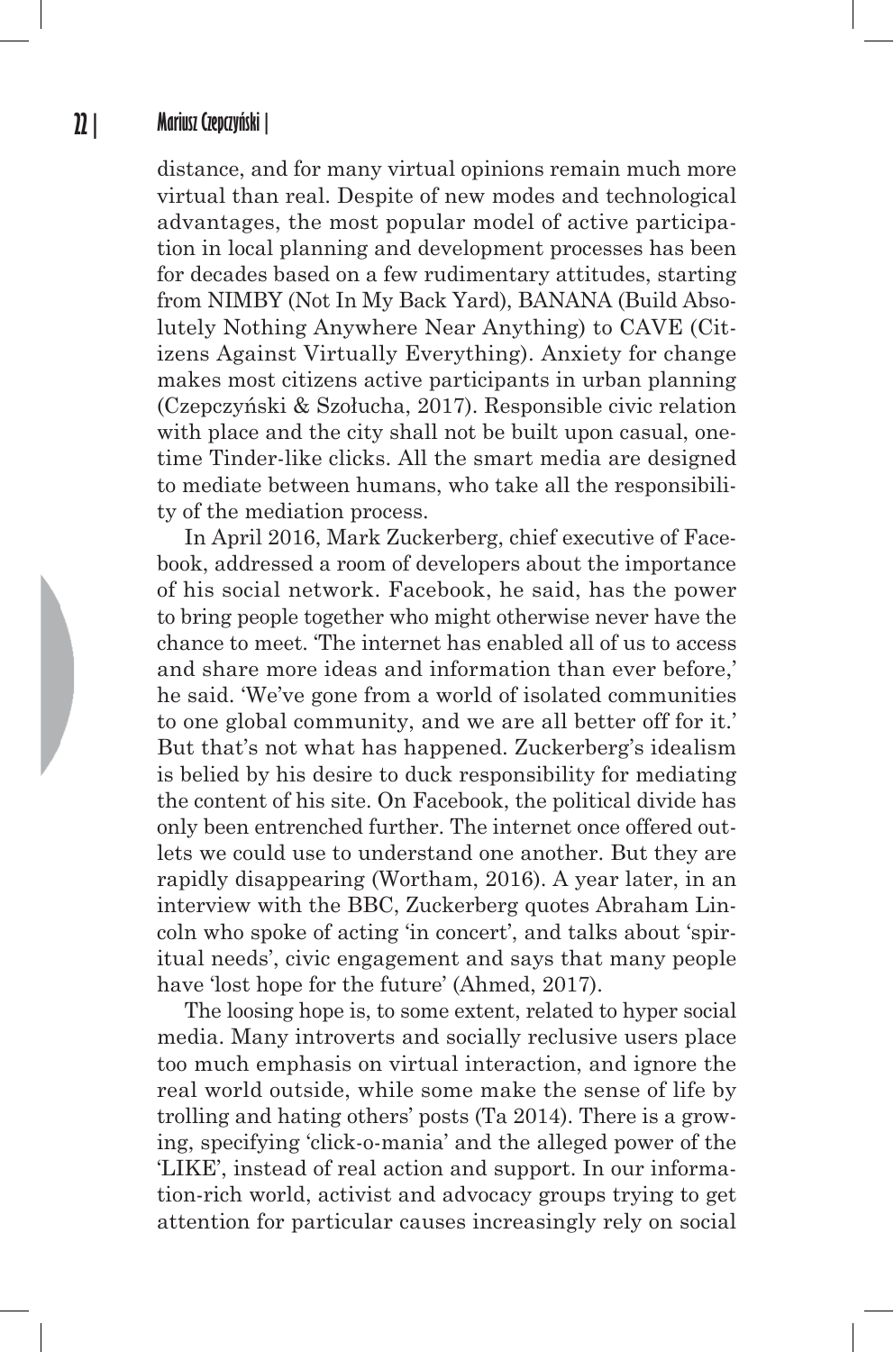distance, and for many virtual opinions remain much more virtual than real. Despite of new modes and technological advantages, the most popular model of active participation in local planning and development processes has been for decades based on a few rudimentary attitudes, starting from NIMBY (Not In My Back Yard), BANANA (Build Absolutely Nothing Anywhere Near Anything) to CAVE (Citizens Against Virtually Everything). Anxiety for change makes most citizens active participants in urban planning (Czepczyński & Szołucha, 2017). Responsible civic relation with place and the city shall not be built upon casual, one-time Tinder-like clicks. All the smart media are designed to mediate between humans, who take all the responsibility of the mediation process.

In April 2016, Mark Zuckerberg, chief executive of Facebook, addressed a room of developers about the importance of his social network. Facebook, he said, has the power to bring people together who might otherwise never have the chance to meet. 'The internet has enabled all of us to access and share more ideas and information than ever before,' he said. 'We've gone from a world of isolated communities to one global community, and we are all better off for it.' But that's not what has happened. Zuckerberg's idealism is belied by his desire to duck responsibility for mediating the content of his site. On Facebook, the political divide has only been entrenched further. The internet once offered outlets we could use to understand one another. But they are rapidly disappearing (Wortham, 2016). A year later, in an interview with the BBC, Zuckerberg quotes Abraham Lincoln who spoke of acting 'in concert', and talks about 'spiritual needs', civic engagement and says that many people have 'lost hope for the future' (Ahmed, 2017).

The loosing hope is, to some extent, related to hyper social media. Many introverts and socially reclusive users place too much emphasis on virtual interaction, and ignore the real world outside, while some make the sense of life by trolling and hating others' posts (Ta 2014). There is a growing, specifying 'click-o-mania' and the alleged power of the 'LIKE', instead of real action and support. In our information-rich world, activist and advocacy groups trying to get attention for particular causes increasingly rely on social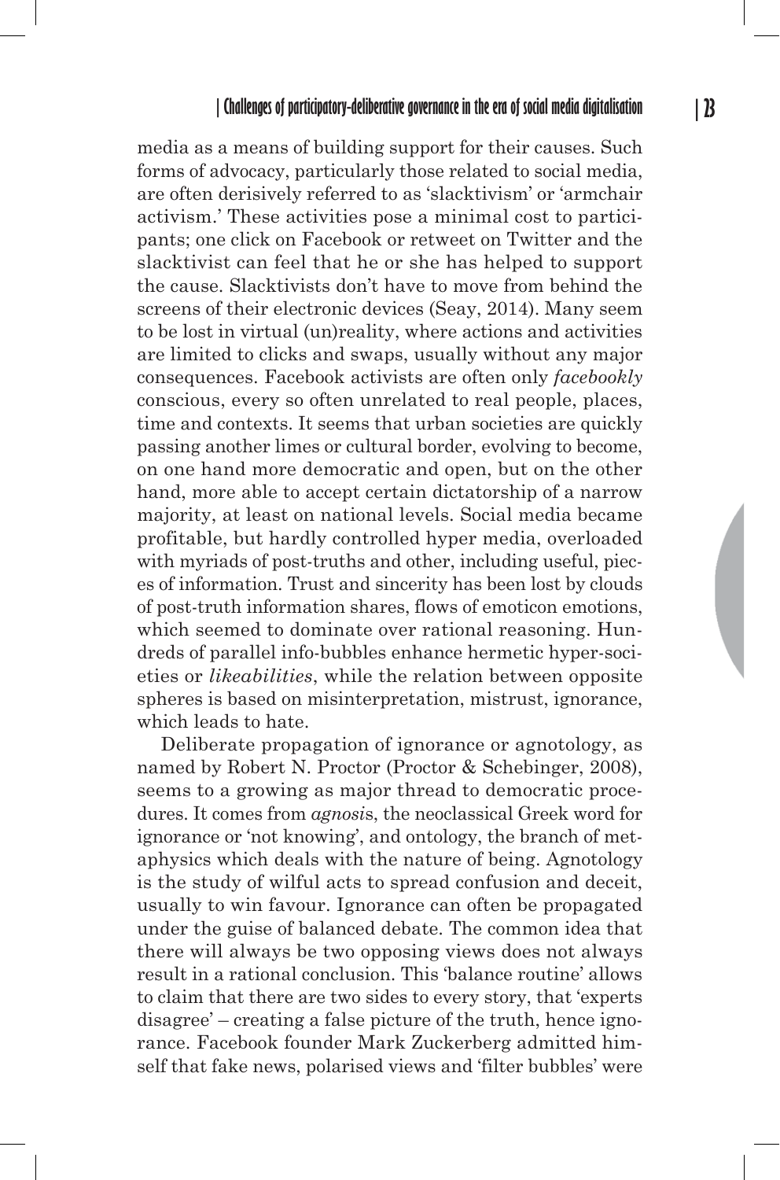media as a means of building support for their causes. Such forms of advocacy, particularly those related to social media, are often derisively referred to as 'slacktivism' or 'armchair activism.' These activities pose a minimal cost to participants; one click on Facebook or retweet on Twitter and the slacktivist can feel that he or she has helped to support the cause. Slacktivists don't have to move from behind the screens of their electronic devices (Seay, 2014). Many seem to be lost in virtual (un)reality, where actions and activities are limited to clicks and swaps, usually without any major consequences. Facebook activists are often only *facebookly* conscious, every so often unrelated to real people, places, time and contexts. It seems that urban societies are quickly passing another limes or cultural border, evolving to become, on one hand more democratic and open, but on the other hand, more able to accept certain dictatorship of a narrow majority, at least on national levels. Social media became profitable, but hardly controlled hyper media, overloaded with myriads of post-truths and other, including useful, pieces of information. Trust and sincerity has been lost by clouds of post-truth information shares, flows of emoticon emotions, which seemed to dominate over rational reasoning. Hundreds of parallel info-bubbles enhance hermetic hyper-societies or *likeabilities*, while the relation between opposite spheres is based on misinterpretation, mistrust, ignorance, which leads to hate.

Deliberate propagation of ignorance or agnotology, as named by Robert N. Proctor (Proctor & Schebinger, 2008), seems to a growing as major thread to democratic procedures. It comes from *agnosis*, the neoclassical Greek word for ignorance or 'not knowing', and ontology, the branch of metaphysics which deals with the nature of being. Agnotology is the study of wilful acts to spread confusion and deceit, usually to win favour. Ignorance can often be propagated under the guise of balanced debate. The common idea that there will always be two opposing views does not always result in a rational conclusion. This 'balance routine' allows to claim that there are two sides to every story, that 'experts disagree' – creating a false picture of the truth, hence ignorance. Facebook founder Mark Zuckerberg admitted himself that fake news, polarised views and 'filter bubbles' were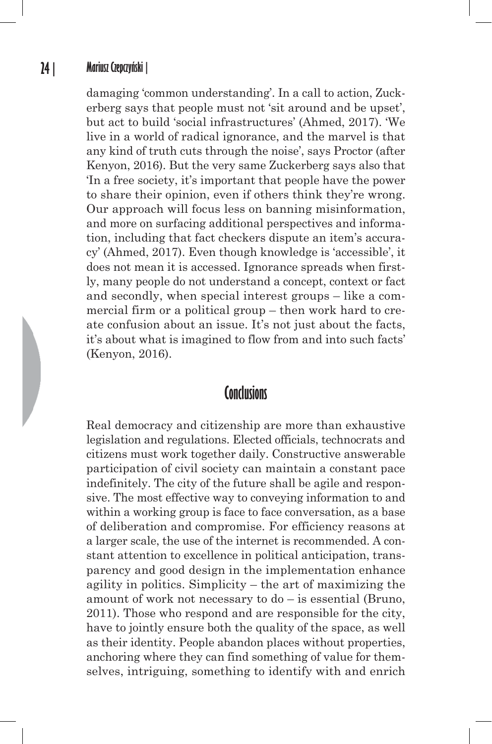damaging 'common understanding'. In a call to action, Zuckerberg says that people must not 'sit around and be upset', but act to build 'social infrastructures' (Ahmed, 2017). 'We live in a world of radical ignorance, and the marvel is that any kind of truth cuts through the noise', says Proctor (after Kenyon, 2016). But the very same Zuckerberg says also that 'In a free society, it's important that people have the power to share their opinion, even if others think they're wrong. Our approach will focus less on banning misinformation, and more on surfacing additional perspectives and information, including that fact checkers dispute an item's accuracy' (Ahmed, 2017). Even though knowledge is 'accessible', it does not mean it is accessed. Ignorance spreads when firstly, many people do not understand a concept, context or fact and secondly, when special interest groups – like a commercial firm or a political group – then work hard to create confusion about an issue. It's not just about the facts, it's about what is imagined to flow from and into such facts' (Kenyon, 2016).

## Conclusions

Real democracy and citizenship are more than exhaustive legislation and regulations. Elected officials, technocrats and citizens must work together daily. Constructive answerable participation of civil society can maintain a constant pace indefinitely. The city of the future shall be agile and responsive. The most effective way to conveying information to and within a working group is face to face conversation, as a base of deliberation and compromise. For efficiency reasons at a larger scale, the use of the internet is recommended. A constant attention to excellence in political anticipation, transparency and good design in the implementation enhance agility in politics. Simplicity – the art of maximizing the amount of work not necessary to do – is essential (Bruno, 2011). Those who respond and are responsible for the city, have to jointly ensure both the quality of the space, as well as their identity. People abandon places without properties, anchoring where they can find something of value for themselves, intriguing, something to identify with and enrich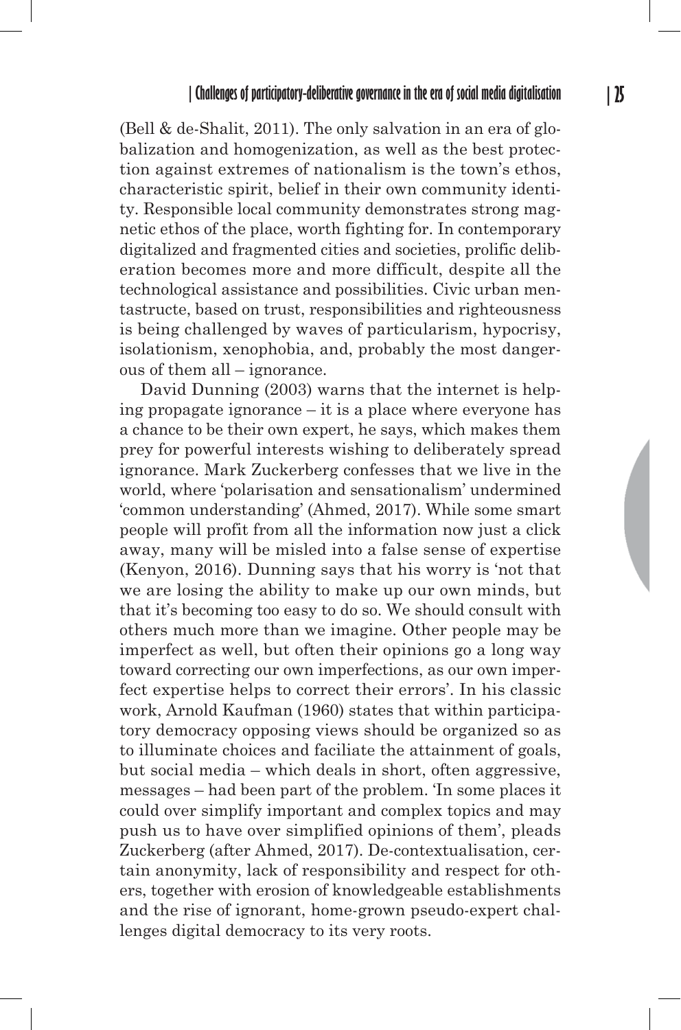(Bell & de-Shalit, 2011). The only salvation in an era of globalization and homogenization, as well as the best protection against extremes of nationalism is the town's ethos, characteristic spirit, belief in their own community identity. Responsible local community demonstrates strong magnetic ethos of the place, worth fighting for. In contemporary digitalized and fragmented cities and societies, prolific deliberation becomes more and more difficult, despite all the technological assistance and possibilities. Civic urban mentastructe, based on trust, responsibilities and righteousness is being challenged by waves of particularism, hypocrisy, isolationism, xenophobia, and, probably the most dangerous of them all – ignorance.

David Dunning (2003) warns that the internet is helping propagate ignorance – it is a place where everyone has a chance to be their own expert, he says, which makes them prey for powerful interests wishing to deliberately spread ignorance. Mark Zuckerberg confesses that we live in the world, where 'polarisation and sensationalism' undermined 'common understanding' (Ahmed, 2017). While some smart people will profit from all the information now just a click away, many will be misled into a false sense of expertise (Kenyon, 2016). Dunning says that his worry is 'not that we are losing the ability to make up our own minds, but that it's becoming too easy to do so. We should consult with others much more than we imagine. Other people may be imperfect as well, but often their opinions go a long way toward correcting our own imperfections, as our own imperfect expertise helps to correct their errors'. In his classic work, Arnold Kaufman (1960) states that within participatory democracy opposing views should be organized so as to illuminate choices and faciliate the attainment of goals, but social media – which deals in short, often aggressive, messages – had been part of the problem. 'In some places it could over simplify important and complex topics and may push us to have over simplified opinions of them', pleads Zuckerberg (after Ahmed, 2017). De-contextualisation, certain anonymity, lack of responsibility and respect for others, together with erosion of knowledgeable establishments and the rise of ignorant, home-grown pseudo-expert challenges digital democracy to its very roots.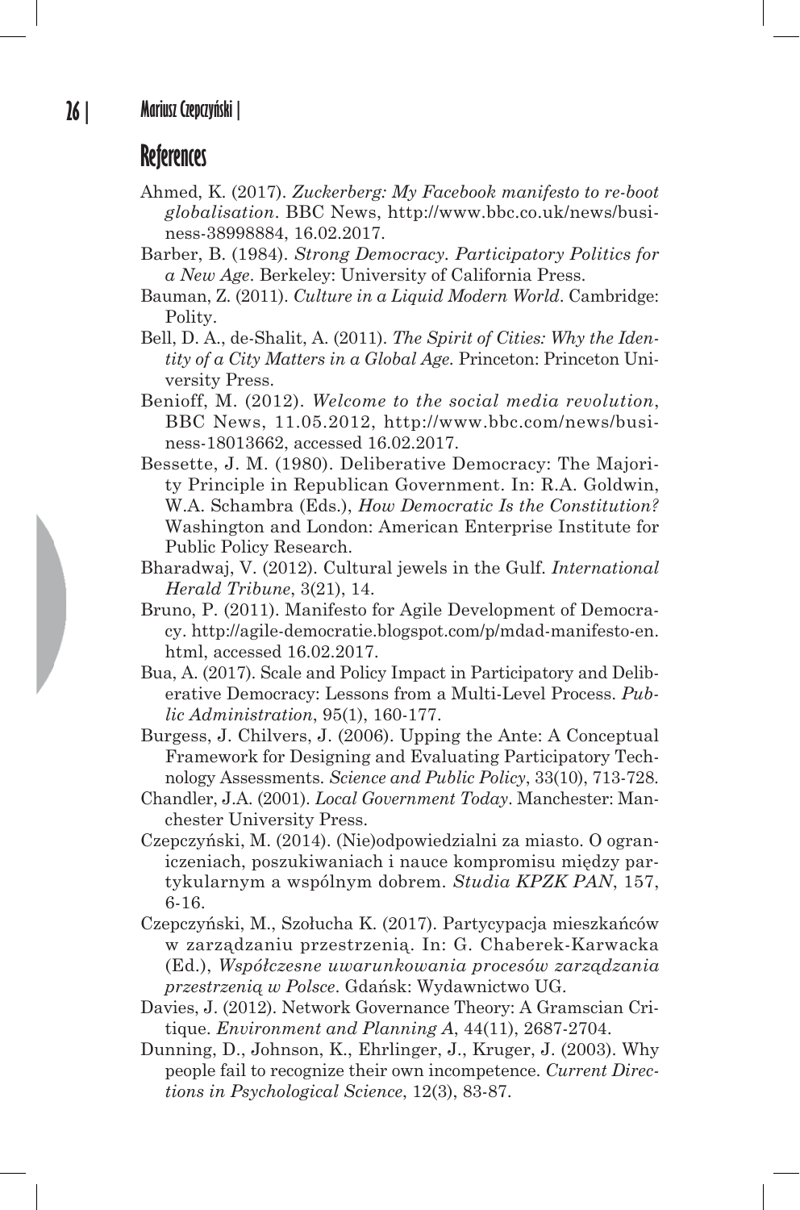## References

Ahmed, K. (2017). *Zuckerberg: My Facebook manifesto to re-boot globalisation*. BBC News, http://www.bbc.co.uk/news/business-38998884, 16.02.2017.

Barber, B. (1984). *Strong Democracy. Participatory Politics for a New Age*. Berkeley: University of California Press.

Bauman, Z. (2011). *Culture in a Liquid Modern World*. Cambridge: Polity.

Bell, D. A., de-Shalit, A. (2011). *The Spirit of Cities: Why the Identity of a City Matters in a Global Age.* Princeton: Princeton University Press.

Benioff, M. (2012). *Welcome to the social media revolution*, BBC News, 11.05.2012, http://www.bbc.com/news/business-18013662, accessed 16.02.2017.

Bessette, J. M. (1980). Deliberative Democracy: The Majority Principle in Republican Government. In: R.A. Goldwin, W.A. Schambra (Eds.), *How Democratic Is the Constitution?* Washington and London: American Enterprise Institute for Public Policy Research.

Bharadwaj, V. (2012). Cultural jewels in the Gulf. *International Herald Tribune*, 3(21), 14.

Bruno, P. (2011). Manifesto for Agile Development of Democracy. http://agile-democratie.blogspot.com/p/mdad-manifesto-en.html, accessed 16.02.2017.

Bua, A. (2017). Scale and Policy Impact in Participatory and Deliberative Democracy: Lessons from a Multi-Level Process. *Public Administration*, 95(1), 160-177.

Burgess, J. Chilvers, J. (2006). Upping the Ante: A Conceptual Framework for Designing and Evaluating Participatory Technology Assessments. *Science and Public Policy*, 33(10), 713-728.

Chandler, J.A. (2001). *Local Government Today*. Manchester: Manchester University Press.

Czepczyński, M. (2014). (Nie)odpowiedzialni za miasto. O ograniczeniach, poszukiwaniach i nauce kompromisu między partykularnym a wspólnym dobrem. *Studia KPZK PAN*, 157, 6-16.

Czepczyński, M., Szołucha K. (2017). Partycypacja mieszkańców w zarządzaniu przestrzenią. In: G. Chaberek-Karwacka (Ed.), *Współczesne uwarunkowania procesów zarządzania przestrzenią w Polsce*. Gdańsk: Wydawnictwo UG.

Davies, J. (2012). Network Governance Theory: A Gramscian Critique. *Environment and Planning A*, 44(11), 2687-2704.

Dunning, D., Johnson, K., Ehrlinger, J., Kruger, J. (2003). Why people fail to recognize their own incompetence. *Current Directions in Psychological Science*, 12(3), 83-87.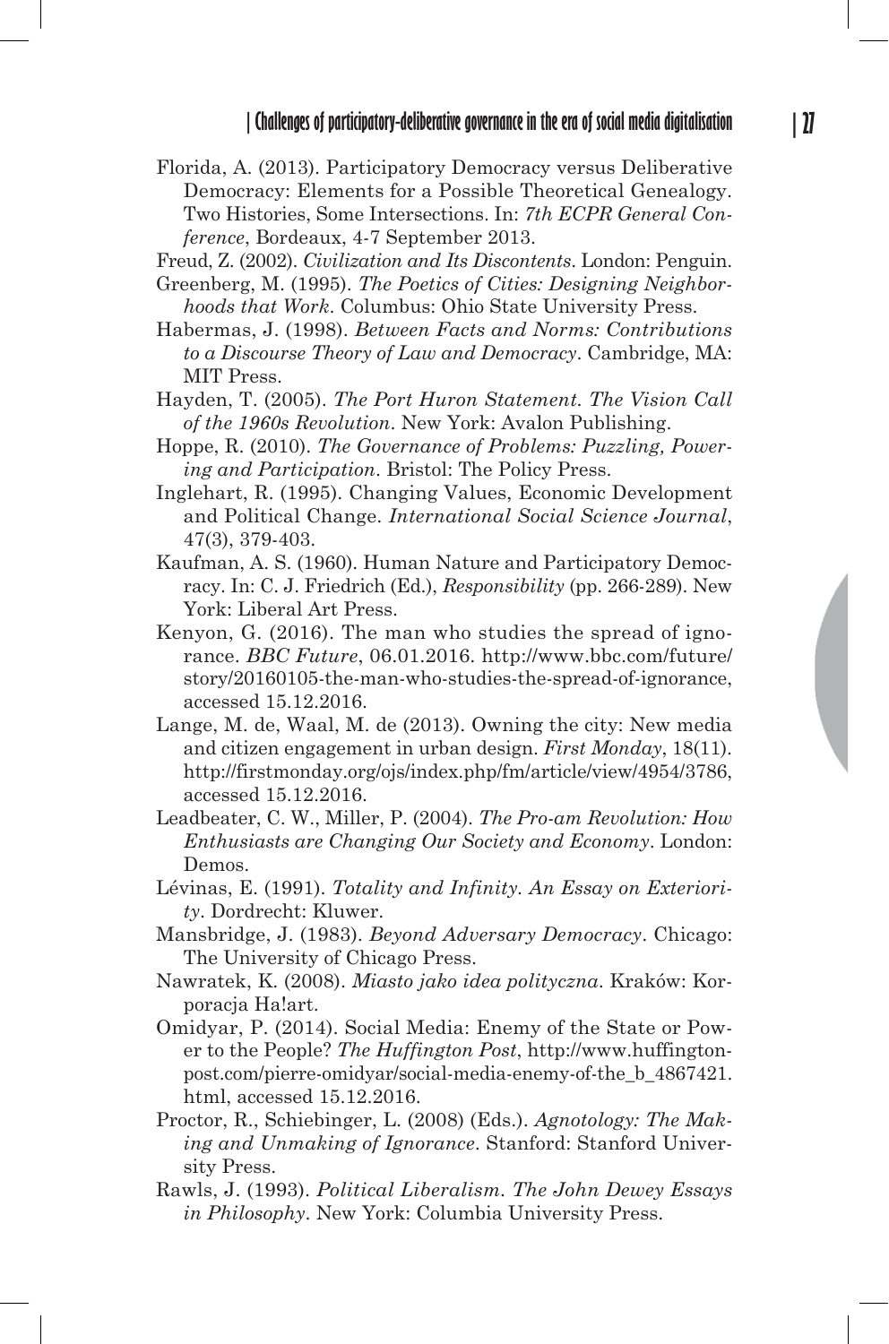Florida, A. (2013). Participatory Democracy versus Deliberative Democracy: Elements for a Possible Theoretical Genealogy. Two Histories, Some Intersections. In: *7th ECPR General Conference*, Bordeaux, 4-7 September 2013.

Freud, Z. (2002). *Civilization and Its Discontents*. London: Penguin.

Greenberg, M. (1995). *The Poetics of Cities: Designing Neighborhoods that Work*. Columbus: Ohio State University Press.

Habermas, J. (1998). *Between Facts and Norms: Contributions to a Discourse Theory of Law and Democracy*. Cambridge, MA: MIT Press.

Hayden, T. (2005). *The Port Huron Statement. The Vision Call of the 1960s Revolution*. New York: Avalon Publishing.

Hoppe, R. (2010). *The Governance of Problems: Puzzling, Powering and Participation*. Bristol: The Policy Press.

Inglehart, R. (1995). Changing Values, Economic Development and Political Change. *International Social Science Journal*, 47(3), 379-403.

Kaufman, A. S. (1960). Human Nature and Participatory Democracy. In: C. J. Friedrich (Ed.), *Responsibility* (pp. 266-289). New York: Liberal Art Press.

Kenyon, G. (2016). The man who studies the spread of ignorance. *BBC Future*, 06.01.2016. http://www.bbc.com/future/story/20160105-the-man-who-studies-the-spread-of-ignorance, accessed 15.12.2016.

Lange, M. de, Waal, M. de (2013). Owning the city: New media and citizen engagement in urban design. *First Monday*, 18(11). http://firstmonday.org/ojs/index.php/fm/article/view/4954/3786, accessed 15.12.2016.

Leadbeater, C. W., Miller, P. (2004). *The Pro-am Revolution: How Enthusiasts are Changing Our Society and Economy*. London: Demos.

Lévinas, E. (1991). *Totality and Infinity. An Essay on Exteriority*. Dordrecht: Kluwer.

Mansbridge, J. (1983). *Beyond Adversary Democracy*. Chicago: The University of Chicago Press.

Nawratek, K. (2008). *Miasto jako idea polityczna*. Kraków: Korporacja Ha!art.

Omidyar, P. (2014). Social Media: Enemy of the State or Power to the People? *The Huffington Post*, http://www.huffingtonpost.com/pierre-omidyar/social-media-enemy-of-the_b_4867421.html, accessed 15.12.2016.

Proctor, R., Schiebinger, L. (2008) (Eds.). *Agnotology: The Making and Unmaking of Ignorance*. Stanford: Stanford University Press.

Rawls, J. (1993). *Political Liberalism. The John Dewey Essays in Philosophy*. New York: Columbia University Press.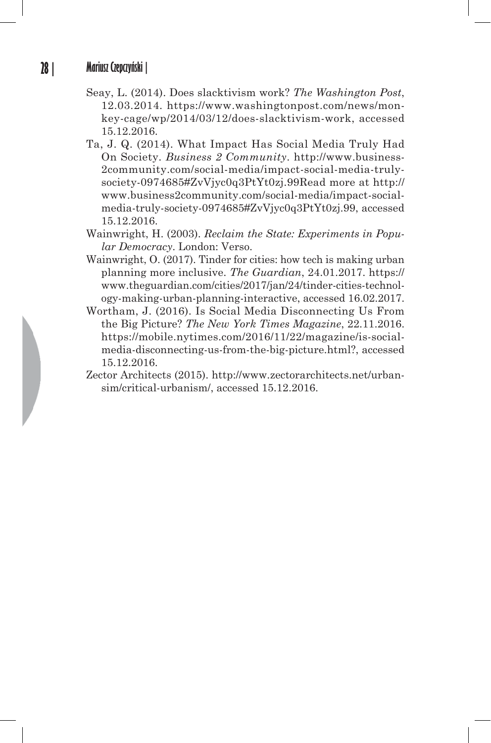Seay, L. (2014). Does slacktivism work? *The Washington Post*, 12.03.2014. https://www.washingtonpost.com/news/monkey-cage/wp/2014/03/12/does-slacktivism-work, accessed 15.12.2016.

Ta, J. Q. (2014). What Impact Has Social Media Truly Had On Society. *Business 2 Community*. http://www.business2community.com/social-media/impact-social-media-truly-society-0974685#ZvVjyc0q3PtYt0zj.99Read more at http://www.business2community.com/social-media/impact-social-media-truly-society-0974685#ZvVjyc0q3PtYt0zj.99, accessed 15.12.2016.

Wainwright, H. (2003). *Reclaim the State: Experiments in Popular Democracy*. London: Verso.

Wainwright, O. (2017). Tinder for cities: how tech is making urban planning more inclusive. *The Guardian*, 24.01.2017. https://www.theguardian.com/cities/2017/jan/24/tinder-cities-technology-making-urban-planning-interactive, accessed 16.02.2017.

Wortham, J. (2016). Is Social Media Disconnecting Us From the Big Picture? *The New York Times Magazine*, 22.11.2016. https://mobile.nytimes.com/2016/11/22/magazine/is-social-media-disconnecting-us-from-the-big-picture.html?, accessed 15.12.2016.

Zector Architects (2015). http://www.zectorarchitects.net/urbansim/critical-urbanism/, accessed 15.12.2016.